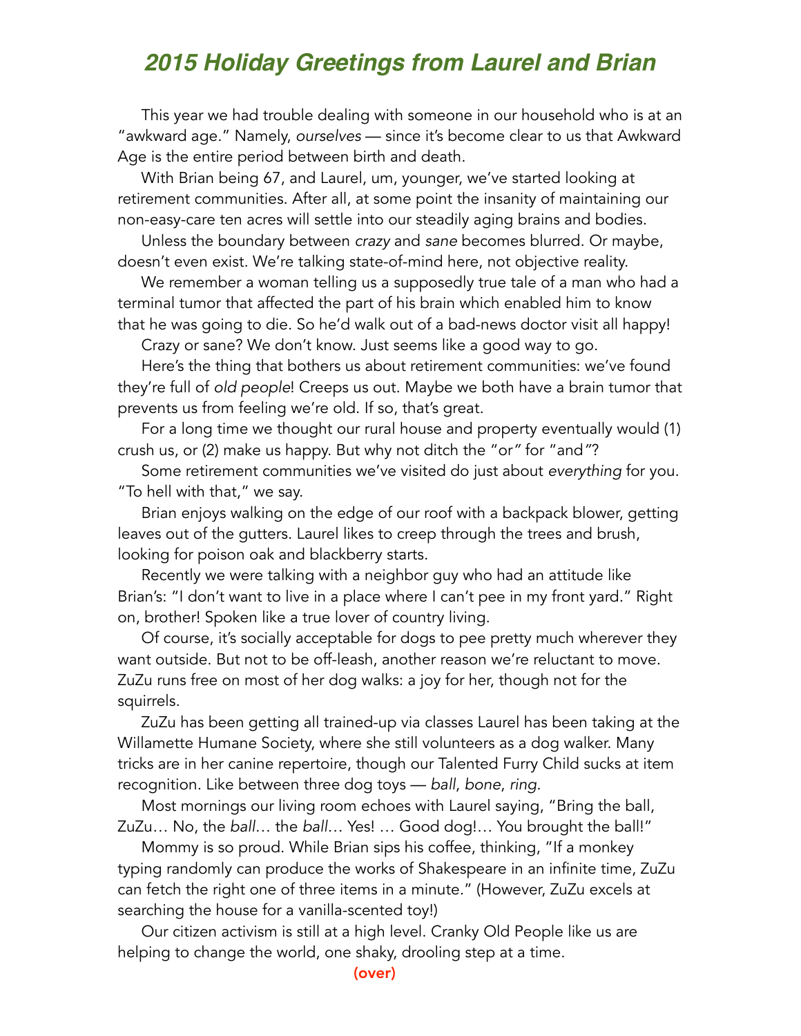# *2015 Holiday Greetings from Laurel and Brian*

This year we had trouble dealing with someone in our household who is at an "awkward age." Namely, *ourselves* — since it's become clear to us that Awkward Age is the entire period between birth and death.

With Brian being 67, and Laurel, um, younger, we've started looking at retirement communities. After all, at some point the insanity of maintaining our non-easy-care ten acres will settle into our steadily aging brains and bodies.

Unless the boundary between *crazy* and *sane* becomes blurred. Or maybe, doesn't even exist. We're talking state-of-mind here, not objective reality.

We remember a woman telling us a supposedly true tale of a man who had a terminal tumor that affected the part of his brain which enabled him to know that he was going to die. So he'd walk out of a bad-news doctor visit all happy!

Crazy or sane? We don't know. Just seems like a good way to go.

Here's the thing that bothers us about retirement communities: we've found they're full of *old people*! Creeps us out. Maybe we both have a brain tumor that prevents us from feeling we're old. If so, that's great.

For a long time we thought our rural house and property eventually would (1) crush us, or (2) make us happy. But why not ditch the "or" for "and"?

Some retirement communities we've visited do just about *everything* for you. "To hell with that," we say.

Brian enjoys walking on the edge of our roof with a backpack blower, getting leaves out of the gutters. Laurel likes to creep through the trees and brush, looking for poison oak and blackberry starts.

Recently we were talking with a neighbor guy who had an attitude like Brian's: "I don't want to live in a place where I can't pee in my front yard." Right on, brother! Spoken like a true lover of country living.

Of course, it's socially acceptable for dogs to pee pretty much wherever they want outside. But not to be off-leash, another reason we're reluctant to move. ZuZu runs free on most of her dog walks: a joy for her, though not for the squirrels.

ZuZu has been getting all trained-up via classes Laurel has been taking at the Willamette Humane Society, where she still volunteers as a dog walker. Many tricks are in her canine repertoire, though our Talented Furry Child sucks at item recognition. Like between three dog toys — *ball*, *bone*, *ring*.

Most mornings our living room echoes with Laurel saying, "Bring the ball, ZuZu… No, the *ball*… the *ball*… Yes! … Good dog!… You brought the ball!"

Mommy is so proud. While Brian sips his coffee, thinking, "If a monkey typing randomly can produce the works of Shakespeare in an infinite time, ZuZu can fetch the right one of three items in a minute." (However, ZuZu excels at searching the house for a vanilla-scented toy!)

Our citizen activism is still at a high level. Cranky Old People like us are helping to change the world, one shaky, drooling step at a time.

**(over)**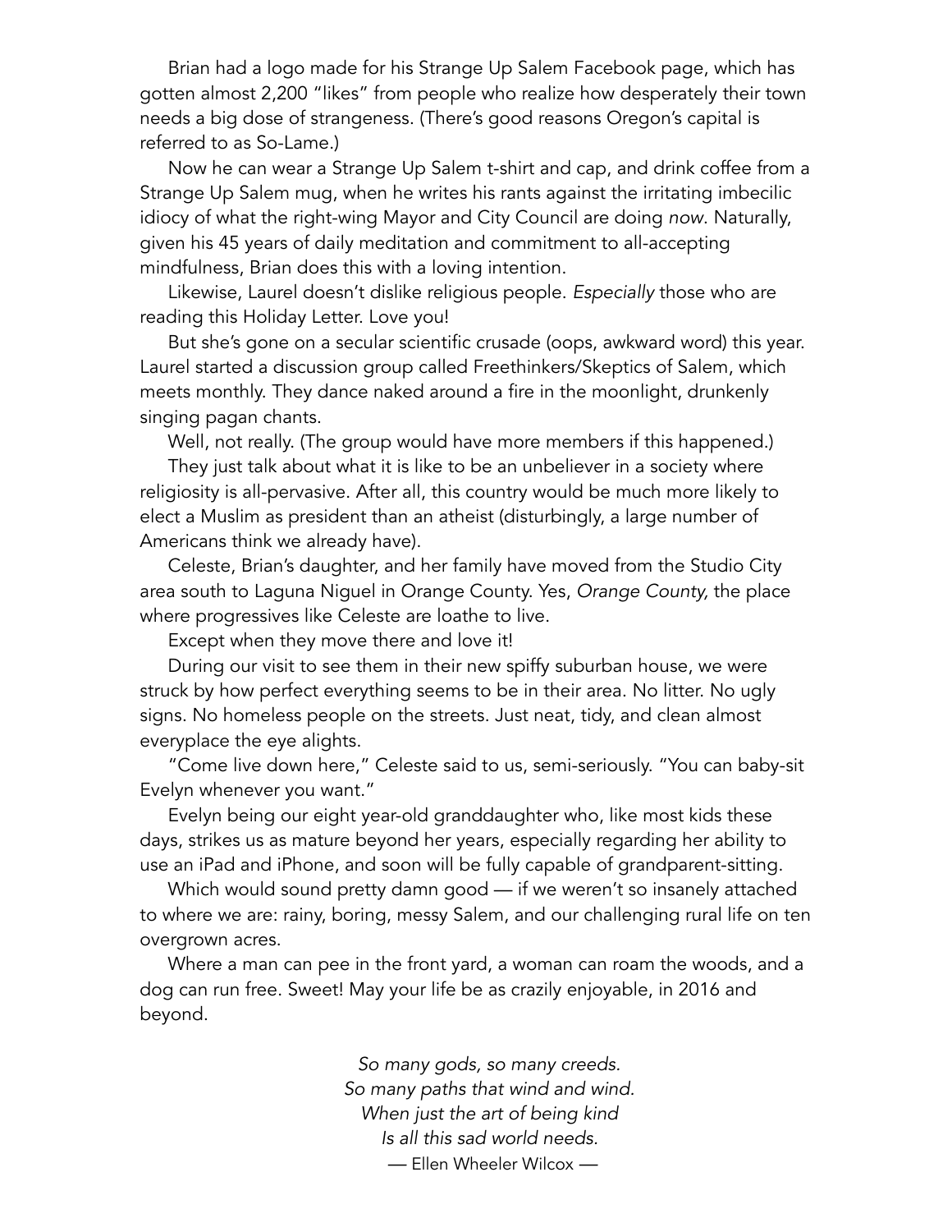Brian had a logo made for his Strange Up Salem Facebook page, which has gotten almost 2,200 "likes" from people who realize how desperately their town needs a big dose of strangeness. (There's good reasons Oregon's capital is referred to as So-Lame.)

Now he can wear a Strange Up Salem t-shirt and cap, and drink coffee from a Strange Up Salem mug, when he writes his rants against the irritating imbecilic idiocy of what the right-wing Mayor and City Council are doing *now*. Naturally, given his 45 years of daily meditation and commitment to all-accepting mindfulness, Brian does this with a loving intention.

Likewise, Laurel doesn't dislike religious people. *Especially* those who are reading this Holiday Letter. Love you!

But she's gone on a secular scientific crusade (oops, awkward word) this year. Laurel started a discussion group called Freethinkers/Skeptics of Salem, which meets monthly. They dance naked around a fire in the moonlight, drunkenly singing pagan chants.

Well, not really. (The group would have more members if this happened.)

They just talk about what it is like to be an unbeliever in a society where religiosity is all-pervasive. After all, this country would be much more likely to elect a Muslim as president than an atheist (disturbingly, a large number of Americans think we already have).

Celeste, Brian's daughter, and her family have moved from the Studio City area south to Laguna Niguel in Orange County. Yes, *Orange County,* the place where progressives like Celeste are loathe to live.

Except when they move there and love it!

During our visit to see them in their new spiffy suburban house, we were struck by how perfect everything seems to be in their area. No litter. No ugly signs. No homeless people on the streets. Just neat, tidy, and clean almost everyplace the eye alights.

"Come live down here," Celeste said to us, semi-seriously. "You can baby-sit Evelyn whenever you want."

Evelyn being our eight year-old granddaughter who, like most kids these days, strikes us as mature beyond her years, especially regarding her ability to use an iPad and iPhone, and soon will be fully capable of grandparent-sitting.

Which would sound pretty damn good — if we weren't so insanely attached to where we are: rainy, boring, messy Salem, and our challenging rural life on ten overgrown acres.

Where a man can pee in the front yard, a woman can roam the woods, and a dog can run free. Sweet! May your life be as crazily enjoyable, in 2016 and beyond.

*So many gods, so many creeds.*
*So many paths that wind and wind.*
*When just the art of being kind*
*Is all this sad world needs.*
— Ellen Wheeler Wilcox —